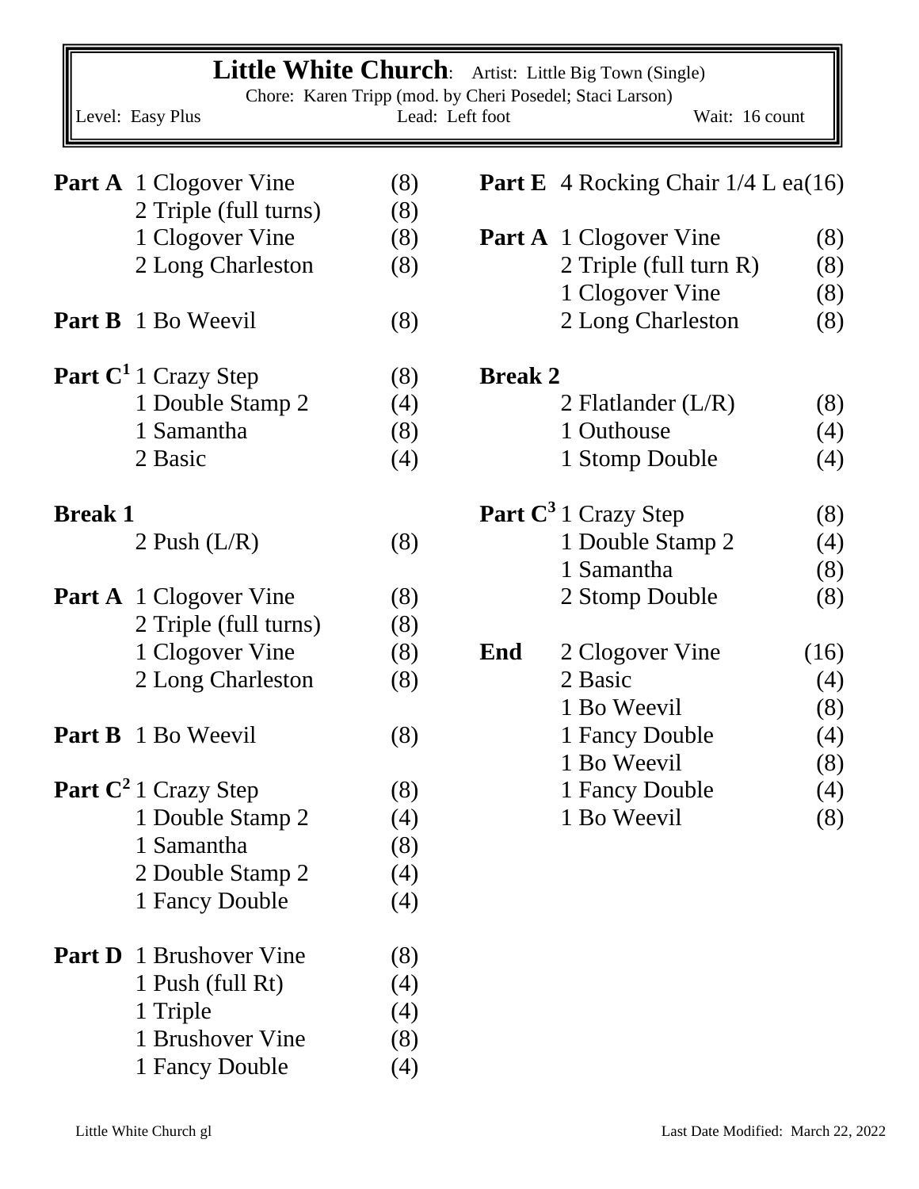# Little White Church: Artist: Little Big Town (Single)

Chore: Karen Tripp (mod. by Cheri Posedel; Staci Larson)

Level: Easy Plus | Lead: Left foot | Wait: 16 count

**Part A**

| | |
|---|---|
| 1 Clogover Vine | (8) |
| 2 Triple (full turns) | (8) |
| 1 Clogover Vine | (8) |
| 2 Long Charleston | (8) |

**Part B**

| | |
|---|---|
| 1 Bo Weevil | (8) |

**Part C[1]**

| | |
|---|---|
| 1 Crazy Step | (8) |
| 1 Double Stamp 2 | (4) |
| 1 Samantha | (8) |
| 2 Basic | (4) |

**Break 1**

| | |
|---|---|
| 2 Push (L/R) | (8) |

**Part A**

| | |
|---|---|
| 1 Clogover Vine | (8) |
| 2 Triple (full turns) | (8) |
| 1 Clogover Vine | (8) |
| 2 Long Charleston | (8) |

**Part B**

| | |
|---|---|
| 1 Bo Weevil | (8) |

**Part C[2]**

| | |
|---|---|
| 1 Crazy Step | (8) |
| 1 Double Stamp 2 | (4) |
| 1 Samantha | (8) |
| 2 Double Stamp 2 | (4) |
| 1 Fancy Double | (4) |

**Part D**

| | |
|---|---|
| 1 Brushover Vine | (8) |
| 1 Push (full Rt) | (4) |
| 1 Triple | (4) |
| 1 Brushover Vine | (8) |
| 1 Fancy Double | (4) |

**Part E**

| | |
|---|---|
| 4 Rocking Chair 1/4 L ea | (16) |

**Part A**

| | |
|---|---|
| 1 Clogover Vine | (8) |
| 2 Triple (full turn R) | (8) |
| 1 Clogover Vine | (8) |
| 2 Long Charleston | (8) |

**Break 2**

| | |
|---|---|
| 2 Flatlander (L/R) | (8) |
| 1 Outhouse | (4) |
| 1 Stomp Double | (4) |

**Part C[3]**

| | |
|---|---|
| 1 Crazy Step | (8) |
| 1 Double Stamp 2 | (4) |
| 1 Samantha | (8) |
| 2 Stomp Double | (8) |

**End**

| | |
|---|---|
| 2 Clogover Vine | (16) |
| 2 Basic | (4) |
| 1 Bo Weevil | (8) |
| 1 Fancy Double | (4) |
| 1 Bo Weevil | (8) |
| 1 Fancy Double | (4) |
| 1 Bo Weevil | (8) |

Little White Church gl — Last Date Modified: March 22, 2022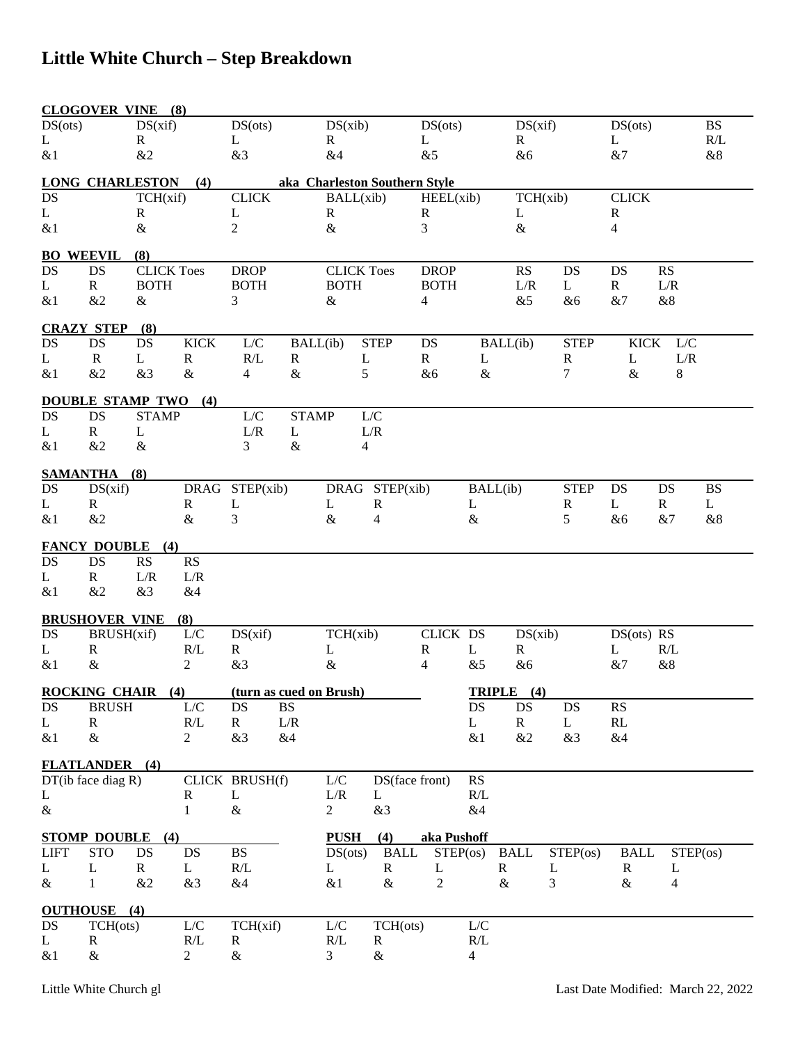# Little White Church – Step Breakdown

**CLOGOVER VINE (8)**

| | | | | | | | |
|---|---|---|---|---|---|---|---|
| DS(ots) | DS(xif) | DS(ots) | DS(xib) | DS(ots) | DS(xif) | DS(ots) | BS |
| L | R | L | R | L | R | L | R/L |
| &1 | &2 | &3 | &4 | &5 | &6 | &7 | &8 |

**LONG CHARLESTON (4)** **aka Charleston Southern Style**

| | | | | | | |
|---|---|---|---|---|---|---|
| DS | TCH(xif) | CLICK | BALL(xib) | HEEL(xib) | TCH(xib) | CLICK |
| L | R | L | R | R | L | R |
| &1 | & | 2 | & | 3 | & | 4 |

**BO WEEVIL (8)**

| | | | | | | | | | | |
|---|---|---|---|---|---|---|---|---|---|---|
| DS | DS | CLICK Toes | DROP | CLICK Toes | DROP | RS | DS | DS | RS |
| L | R | BOTH | BOTH | BOTH | BOTH | L/R | L | R | L/R |
| &1 | &2 | & | 3 | & | 4 | &5 | &6 | &7 | &8 |

**CRAZY STEP (8)**

| | | | | | | | | | | | | |
|---|---|---|---|---|---|---|---|---|---|---|---|---|
| DS | DS | DS | KICK | L/C | BALL(ib) | STEP | DS | BALL(ib) | STEP | KICK | L/C |
| L | R | L | R | R/L | R | L | R | L | R | L | L/R |
| &1 | &2 | &3 | & | 4 | & | 5 | &6 | & | 7 | & | 8 |

**DOUBLE STAMP TWO (4)**

| | | | | | |
|---|---|---|---|---|---|
| DS | DS | STAMP | L/C | STAMP | L/C |
| L | R | L | L/R | L | L/R |
| &1 | &2 | & | 3 | & | 4 |

**SAMANTHA (8)**

| | | | | | | | | | | | |
|---|---|---|---|---|---|---|---|---|---|---|---|
| DS | DS(xif) | DRAG | STEP(xib) | DRAG | STEP(xib) | BALL(ib) | STEP | DS | DS | BS |
| L | R | R | L | L | R | L | R | L | R | L |
| &1 | &2 | & | 3 | & | 4 | & | 5 | &6 | &7 | &8 |

**FANCY DOUBLE (4)**

| | | | |
|---|---|---|---|
| DS | DS | RS | RS |
| L | R | L/R | L/R |
| &1 | &2 | &3 | &4 |

**BRUSHOVER VINE (8)**

| | | | | | | | | | |
|---|---|---|---|---|---|---|---|---|---|
| DS | BRUSH(xif) | L/C | DS(xif) | TCH(xib) | CLICK | DS | DS(xib) | DS(ots) | RS |
| L | R | R/L | R | L | R | L | R | L | R/L |
| &1 | & | 2 | &3 | & | 4 | &5 | &6 | &7 | &8 |

**ROCKING CHAIR (4)** **(turn as cued on Brush)**

| | | | | |
|---|---|---|---|---|
| DS | BRUSH | L/C | DS | BS |
| L | R | R/L | R | L/R |
| &1 | & | 2 | &3 | &4 |

**TRIPLE (4)**

| | | | |
|---|---|---|---|
| DS | DS | DS | RS |
| L | R | L | RL |
| &1 | &2 | &3 | &4 |

**FLATLANDER (4)**

| | | | | | |
|---|---|---|---|---|---|
| DT(ib face diag R) | CLICK | BRUSH(f) | L/C | DS(face front) | RS |
| L | R | L | L/R | L | R/L |
| & | 1 | & | 2 | &3 | &4 |

**STOMP DOUBLE (4)**

| | | | | |
|---|---|---|---|---|
| LIFT | STO | DS | DS | BS |
| L | L | R | L | R/L |
| & | 1 | &2 | &3 | &4 |

**PUSH (4)** **aka Pushoff**

| | | | | | | |
|---|---|---|---|---|---|---|
| DS(ots) | BALL | STEP(os) | BALL | STEP(os) | BALL | STEP(os) |
| L | R | L | R | L | R | L |
| &1 | & | 2 | & | 3 | & | 4 |

**OUTHOUSE (4)**

| | | | | | | |
|---|---|---|---|---|---|---|
| DS | TCH(ots) | L/C | TCH(xif) | L/C | TCH(ots) | L/C |
| L | R | R/L | R | R/L | R | R/L |
| &1 | & | 2 | & | 3 | & | 4 |

Little White Church gl

Last Date Modified: March 22, 2022